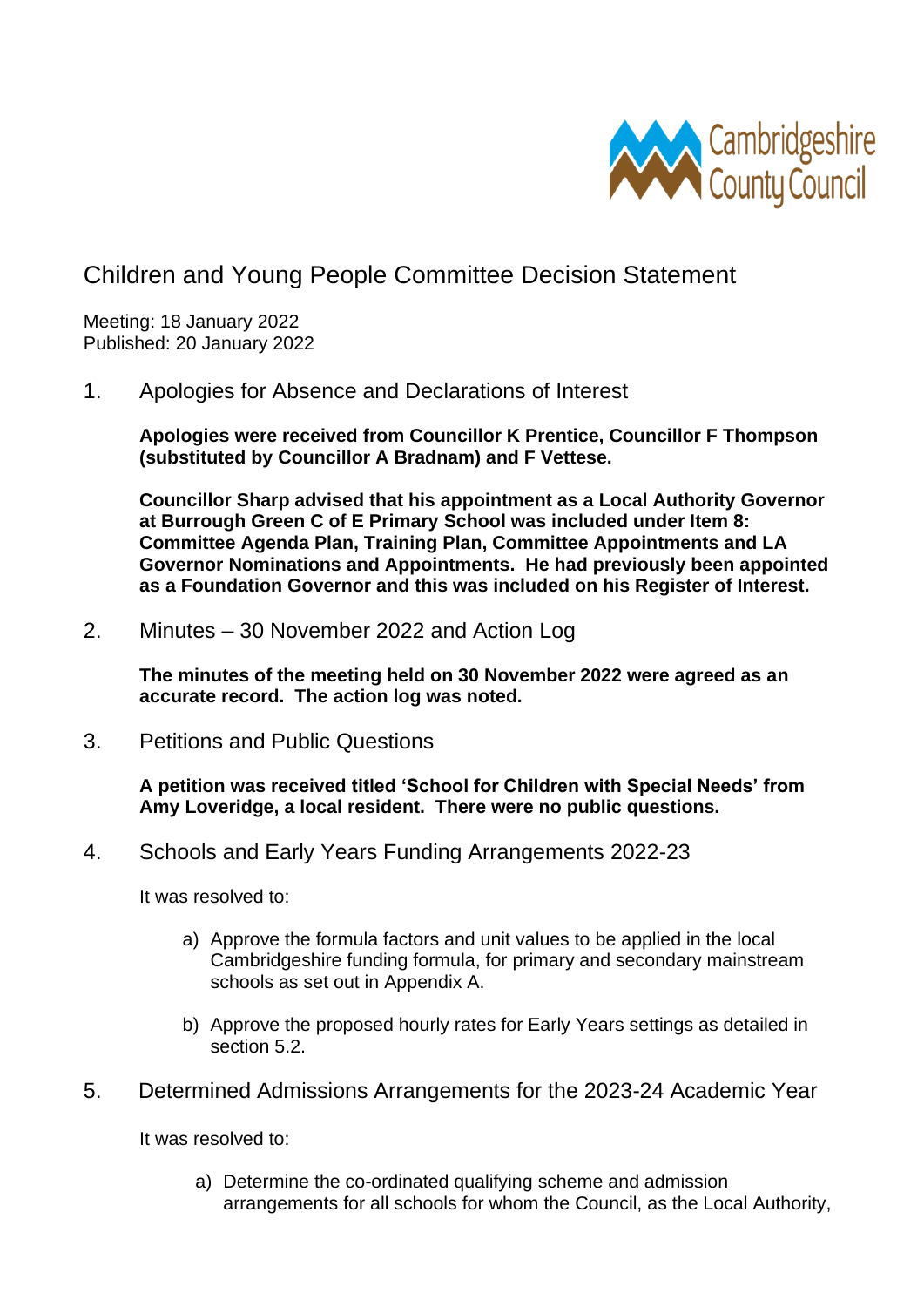Cambridgeshire County Council

# Children and Young People Committee Decision Statement

Meeting: 18 January 2022
Published: 20 January 2022

## 1. Apologies for Absence and Declarations of Interest

**Apologies were received from Councillor K Prentice, Councillor F Thompson (substituted by Councillor A Bradnam) and F Vettese.**

**Councillor Sharp advised that his appointment as a Local Authority Governor at Burrough Green C of E Primary School was included under Item 8: Committee Agenda Plan, Training Plan, Committee Appointments and LA Governor Nominations and Appointments. He had previously been appointed as a Foundation Governor and this was included on his Register of Interest.**

## 2. Minutes – 30 November 2022 and Action Log

**The minutes of the meeting held on 30 November 2022 were agreed as an accurate record. The action log was noted.**

## 3. Petitions and Public Questions

**A petition was received titled 'School for Children with Special Needs' from Amy Loveridge, a local resident. There were no public questions.**

## 4. Schools and Early Years Funding Arrangements 2022-23

It was resolved to:

a) Approve the formula factors and unit values to be applied in the local Cambridgeshire funding formula, for primary and secondary mainstream schools as set out in Appendix A.

b) Approve the proposed hourly rates for Early Years settings as detailed in section 5.2.

## 5. Determined Admissions Arrangements for the 2023-24 Academic Year

It was resolved to:

a) Determine the co-ordinated qualifying scheme and admission arrangements for all schools for whom the Council, as the Local Authority,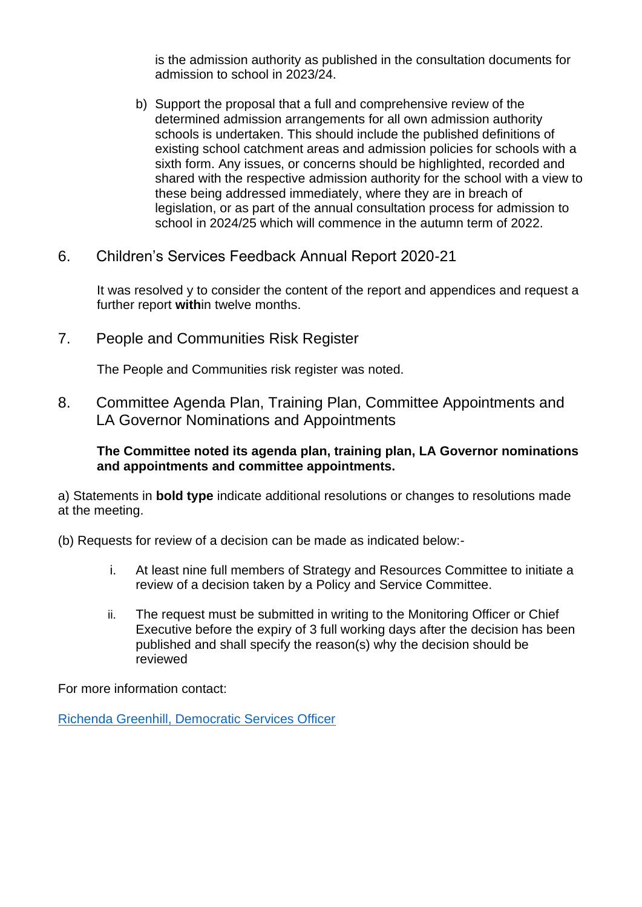is the admission authority as published in the consultation documents for admission to school in 2023/24.

b) Support the proposal that a full and comprehensive review of the determined admission arrangements for all own admission authority schools is undertaken. This should include the published definitions of existing school catchment areas and admission policies for schools with a sixth form. Any issues, or concerns should be highlighted, recorded and shared with the respective admission authority for the school with a view to these being addressed immediately, where they are in breach of legislation, or as part of the annual consultation process for admission to school in 2024/25 which will commence in the autumn term of 2022.

## 6. Children's Services Feedback Annual Report 2020-21

It was resolved y to consider the content of the report and appendices and request a further report **with**in twelve months.

## 7. People and Communities Risk Register

The People and Communities risk register was noted.

## 8. Committee Agenda Plan, Training Plan, Committee Appointments and LA Governor Nominations and Appointments

**The Committee noted its agenda plan, training plan, LA Governor nominations and appointments and committee appointments.**

a) Statements in **bold type** indicate additional resolutions or changes to resolutions made at the meeting.

(b) Requests for review of a decision can be made as indicated below:-

i. At least nine full members of Strategy and Resources Committee to initiate a review of a decision taken by a Policy and Service Committee.

ii. The request must be submitted in writing to the Monitoring Officer or Chief Executive before the expiry of 3 full working days after the decision has been published and shall specify the reason(s) why the decision should be reviewed

For more information contact:

Richenda Greenhill, Democratic Services Officer